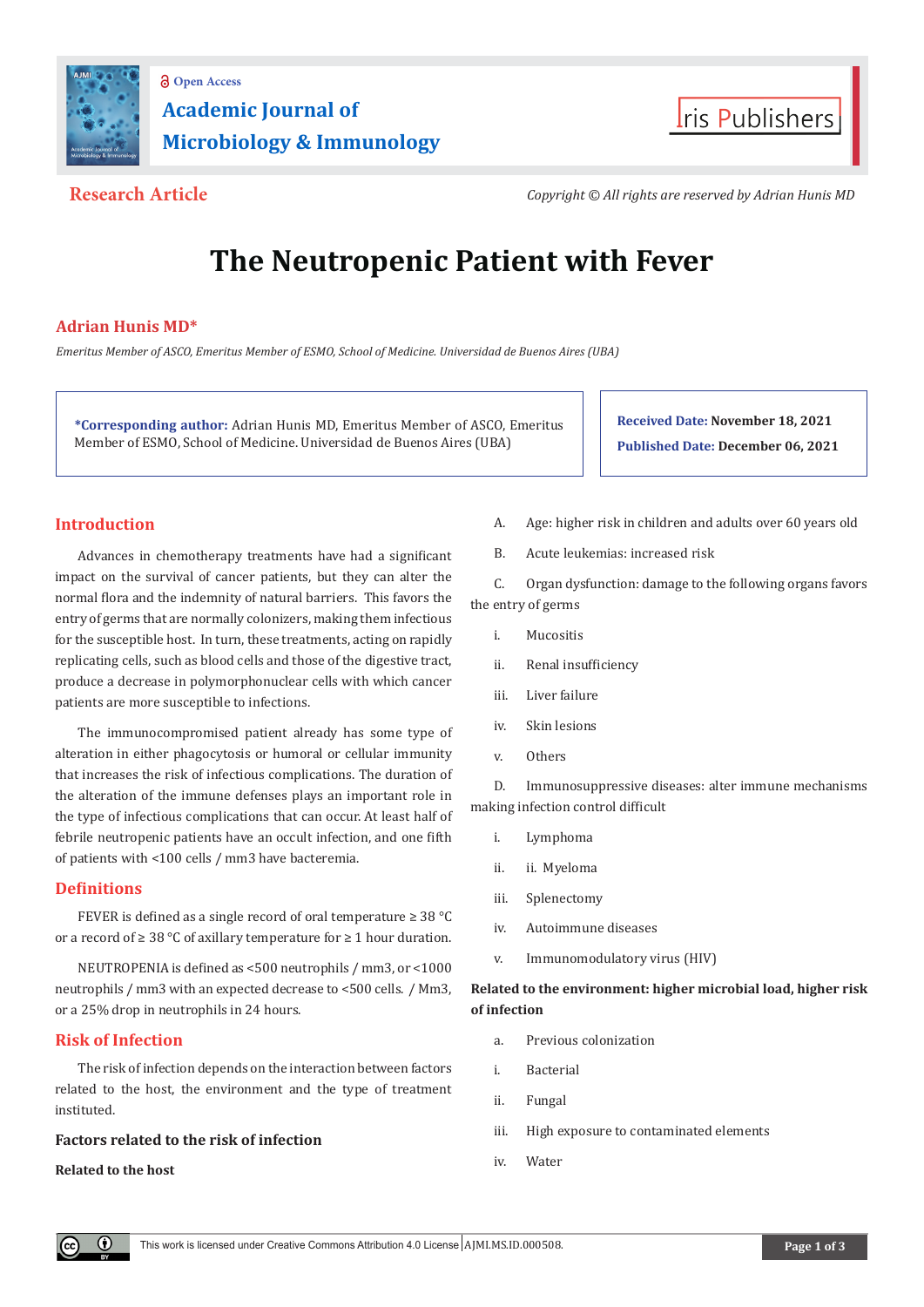Open Access

Academic Journal of Microbiology & Immunology

Iris Publishers

**Research Article**

*Copyright © All rights are reserved by Adrian Hunis MD*

# The Neutropenic Patient with Fever

**Adrian Hunis MD***

*Emeritus Member of ASCO, Emeritus Member of ESMO, School of Medicine. Universidad de Buenos Aires (UBA)*

***Corresponding author:** Adrian Hunis MD, Emeritus Member of ASCO, Emeritus Member of ESMO, School of Medicine. Universidad de Buenos Aires (UBA)

**Received Date: November 18, 2021**

**Published Date: December 06, 2021**

## Introduction

Advances in chemotherapy treatments have had a significant impact on the survival of cancer patients, but they can alter the normal flora and the indemnity of natural barriers. This favors the entry of germs that are normally colonizers, making them infectious for the susceptible host. In turn, these treatments, acting on rapidly replicating cells, such as blood cells and those of the digestive tract, produce a decrease in polymorphonuclear cells with which cancer patients are more susceptible to infections.

The immunocompromised patient already has some type of alteration in either phagocytosis or humoral or cellular immunity that increases the risk of infectious complications. The duration of the alteration of the immune defenses plays an important role in the type of infectious complications that can occur. At least half of febrile neutropenic patients have an occult infection, and one fifth of patients with <100 cells / mm3 have bacteremia.

## Definitions

FEVER is defined as a single record of oral temperature ≥ 38 °C or a record of ≥ 38 °C of axillary temperature for ≥ 1 hour duration.

NEUTROPENIA is defined as <500 neutrophils / mm3, or <1000 neutrophils / mm3 with an expected decrease to <500 cells. / Mm3, or a 25% drop in neutrophils in 24 hours.

## Risk of Infection

The risk of infection depends on the interaction between factors related to the host, the environment and the type of treatment instituted.

### Factors related to the risk of infection

**Related to the host**

A. Age: higher risk in children and adults over 60 years old

B. Acute leukemias: increased risk

C. Organ dysfunction: damage to the following organs favors the entry of germs

i. Mucositis

ii. Renal insufficiency

iii. Liver failure

iv. Skin lesions

v. Others

D. Immunosuppressive diseases: alter immune mechanisms making infection control difficult

i. Lymphoma

ii. ii. Myeloma

iii. Splenectomy

iv. Autoimmune diseases

v. Immunomodulatory virus (HIV)

**Related to the environment: higher microbial load, higher risk of infection**

a. Previous colonization

i. Bacterial

ii. Fungal

iii. High exposure to contaminated elements

iv. Water

This work is licensed under Creative Commons Attribution 4.0 License AJMI.MS.ID.000508.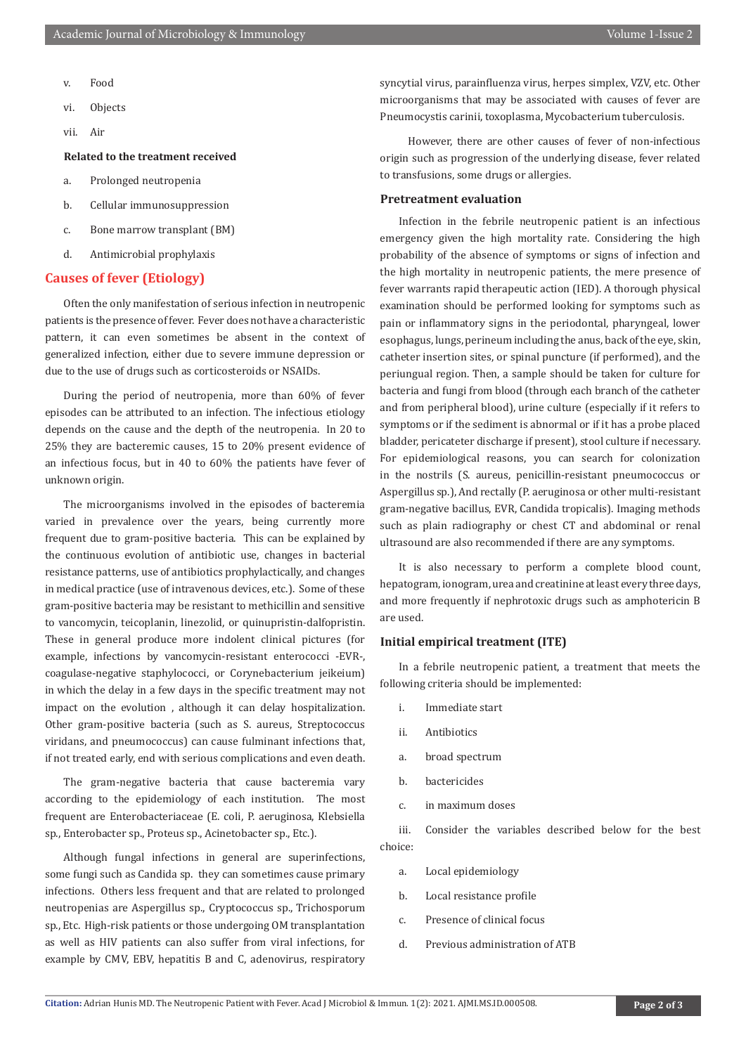v. Food

vi. Objects

vii. Air

**Related to the treatment received**

a. Prolonged neutropenia

b. Cellular immunosuppression

c. Bone marrow transplant (BM)

d. Antimicrobial prophylaxis

## Causes of fever (Etiology)

Often the only manifestation of serious infection in neutropenic patients is the presence of fever. Fever does not have a characteristic pattern, it can even sometimes be absent in the context of generalized infection, either due to severe immune depression or due to the use of drugs such as corticosteroids or NSAIDs.

During the period of neutropenia, more than 60% of fever episodes can be attributed to an infection. The infectious etiology depends on the cause and the depth of the neutropenia. In 20 to 25% they are bacteremic causes, 15 to 20% present evidence of an infectious focus, but in 40 to 60% the patients have fever of unknown origin.

The microorganisms involved in the episodes of bacteremia varied in prevalence over the years, being currently more frequent due to gram-positive bacteria. This can be explained by the continuous evolution of antibiotic use, changes in bacterial resistance patterns, use of antibiotics prophylactically, and changes in medical practice (use of intravenous devices, etc.). Some of these gram-positive bacteria may be resistant to methicillin and sensitive to vancomycin, teicoplanin, linezolid, or quinupristin-dalfopristin. These in general produce more indolent clinical pictures (for example, infections by vancomycin-resistant enterococci -EVR-, coagulase-negative staphylococci, or Corynebacterium jeikeium) in which the delay in a few days in the specific treatment may not impact on the evolution , although it can delay hospitalization. Other gram-positive bacteria (such as S. aureus, Streptococcus viridans, and pneumococcus) can cause fulminant infections that, if not treated early, end with serious complications and even death.

The gram-negative bacteria that cause bacteremia vary according to the epidemiology of each institution. The most frequent are Enterobacteriaceae (E. coli, P. aeruginosa, Klebsiella sp., Enterobacter sp., Proteus sp., Acinetobacter sp., Etc.).

Although fungal infections in general are superinfections, some fungi such as Candida sp. they can sometimes cause primary infections. Others less frequent and that are related to prolonged neutropenias are Aspergillus sp., Cryptococcus sp., Trichosporum sp., Etc. High-risk patients or those undergoing OM transplantation as well as HIV patients can also suffer from viral infections, for example by CMV, EBV, hepatitis B and C, adenovirus, respiratory syncytial virus, parainfluenza virus, herpes simplex, VZV, etc. Other microorganisms that may be associated with causes of fever are Pneumocystis carinii, toxoplasma, Mycobacterium tuberculosis.

However, there are other causes of fever of non-infectious origin such as progression of the underlying disease, fever related to transfusions, some drugs or allergies.

### Pretreatment evaluation

Infection in the febrile neutropenic patient is an infectious emergency given the high mortality rate. Considering the high probability of the absence of symptoms or signs of infection and the high mortality in neutropenic patients, the mere presence of fever warrants rapid therapeutic action (IED). A thorough physical examination should be performed looking for symptoms such as pain or inflammatory signs in the periodontal, pharyngeal, lower esophagus, lungs, perineum including the anus, back of the eye, skin, catheter insertion sites, or spinal puncture (if performed), and the periungual region. Then, a sample should be taken for culture for bacteria and fungi from blood (through each branch of the catheter and from peripheral blood), urine culture (especially if it refers to symptoms or if the sediment is abnormal or if it has a probe placed bladder, pericateter discharge if present), stool culture if necessary. For epidemiological reasons, you can search for colonization in the nostrils (S. aureus, penicillin-resistant pneumococcus or Aspergillus sp.), And rectally (P. aeruginosa or other multi-resistant gram-negative bacillus, EVR, Candida tropicalis). Imaging methods such as plain radiography or chest CT and abdominal or renal ultrasound are also recommended if there are any symptoms.

It is also necessary to perform a complete blood count, hepatogram, ionogram, urea and creatinine at least every three days, and more frequently if nephrotoxic drugs such as amphotericin B are used.

### Initial empirical treatment (ITE)

In a febrile neutropenic patient, a treatment that meets the following criteria should be implemented:

i. Immediate start

ii. Antibiotics

a. broad spectrum

b. bactericides

c. in maximum doses

iii. Consider the variables described below for the best choice:

a. Local epidemiology

b. Local resistance profile

c. Presence of clinical focus

d. Previous administration of ATB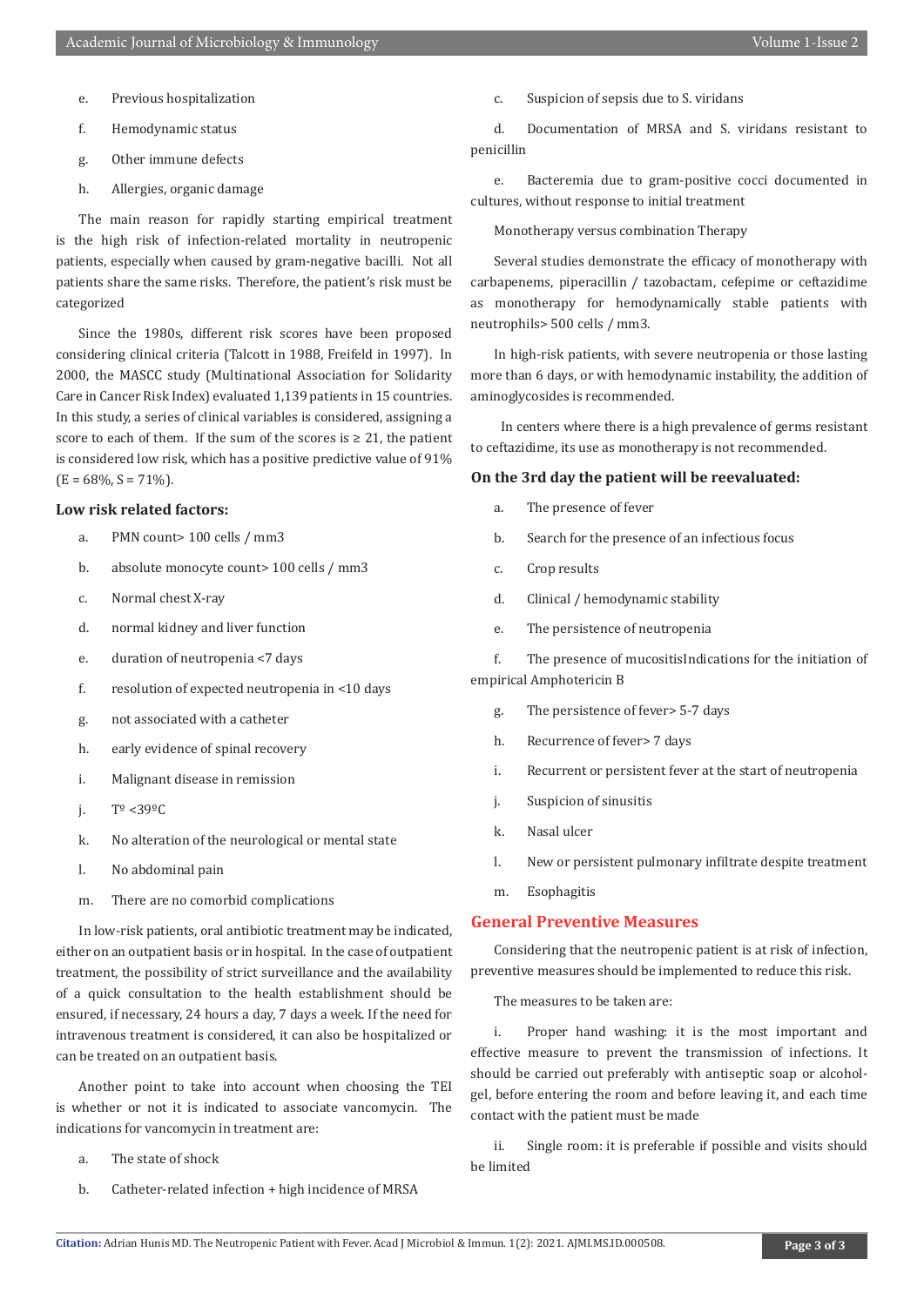e. Previous hospitalization

f. Hemodynamic status

g. Other immune defects

h. Allergies, organic damage

The main reason for rapidly starting empirical treatment is the high risk of infection-related mortality in neutropenic patients, especially when caused by gram-negative bacilli. Not all patients share the same risks. Therefore, the patient's risk must be categorized

Since the 1980s, different risk scores have been proposed considering clinical criteria (Talcott in 1988, Freifeld in 1997). In 2000, the MASCC study (Multinational Association for Solidarity Care in Cancer Risk Index) evaluated 1,139 patients in 15 countries. In this study, a series of clinical variables is considered, assigning a score to each of them. If the sum of the scores is ≥ 21, the patient is considered low risk, which has a positive predictive value of 91% (E = 68%, S = 71%).

### Low risk related factors:

a. PMN count> 100 cells / mm3

b. absolute monocyte count> 100 cells / mm3

c. Normal chest X-ray

d. normal kidney and liver function

e. duration of neutropenia <7 days

f. resolution of expected neutropenia in <10 days

g. not associated with a catheter

h. early evidence of spinal recovery

i. Malignant disease in remission

j. Tº <39ºC

k. No alteration of the neurological or mental state

l. No abdominal pain

m. There are no comorbid complications

In low-risk patients, oral antibiotic treatment may be indicated, either on an outpatient basis or in hospital. In the case of outpatient treatment, the possibility of strict surveillance and the availability of a quick consultation to the health establishment should be ensured, if necessary, 24 hours a day, 7 days a week. If the need for intravenous treatment is considered, it can also be hospitalized or can be treated on an outpatient basis.

Another point to take into account when choosing the TEI is whether or not it is indicated to associate vancomycin. The indications for vancomycin in treatment are:

a. The state of shock

b. Catheter-related infection + high incidence of MRSA

c. Suspicion of sepsis due to S. viridans

d. Documentation of MRSA and S. viridans resistant to penicillin

e. Bacteremia due to gram-positive cocci documented in cultures, without response to initial treatment

Monotherapy versus combination Therapy

Several studies demonstrate the efficacy of monotherapy with carbapenems, piperacillin / tazobactam, cefepime or ceftazidime as monotherapy for hemodynamically stable patients with neutrophils> 500 cells / mm3.

In high-risk patients, with severe neutropenia or those lasting more than 6 days, or with hemodynamic instability, the addition of aminoglycosides is recommended.

In centers where there is a high prevalence of germs resistant to ceftazidime, its use as monotherapy is not recommended.

### On the 3rd day the patient will be reevaluated:

a. The presence of fever

b. Search for the presence of an infectious focus

c. Crop results

d. Clinical / hemodynamic stability

e. The persistence of neutropenia

f. The presence of mucositisIndications for the initiation of empirical Amphotericin B

g. The persistence of fever> 5-7 days

h. Recurrence of fever> 7 days

i. Recurrent or persistent fever at the start of neutropenia

j. Suspicion of sinusitis

k. Nasal ulcer

l. New or persistent pulmonary infiltrate despite treatment

m. Esophagitis

## General Preventive Measures

Considering that the neutropenic patient is at risk of infection, preventive measures should be implemented to reduce this risk.

The measures to be taken are:

i. Proper hand washing: it is the most important and effective measure to prevent the transmission of infections. It should be carried out preferably with antiseptic soap or alcohol-gel, before entering the room and before leaving it, and each time contact with the patient must be made

ii. Single room: it is preferable if possible and visits should be limited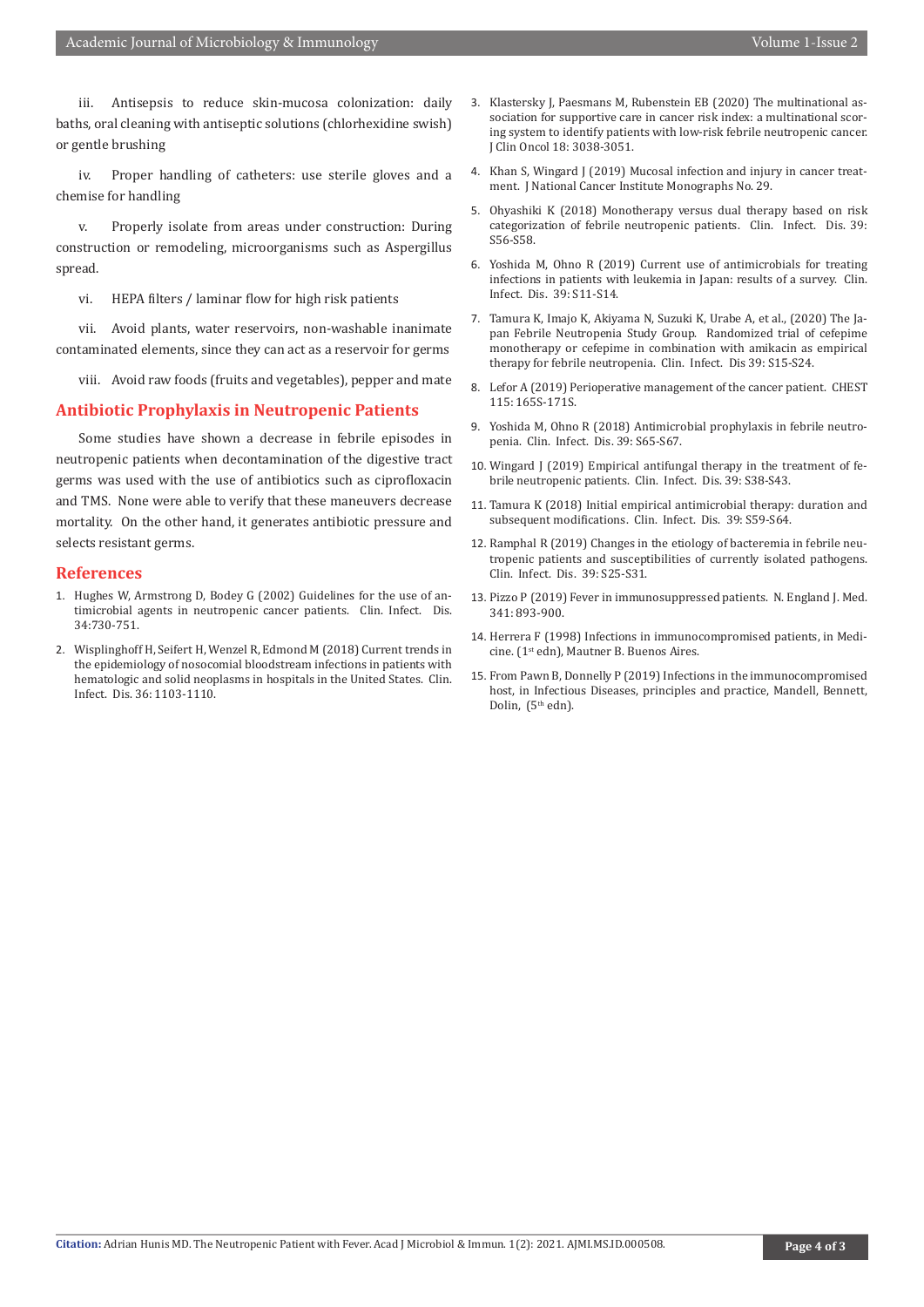iii. Antisepsis to reduce skin-mucosa colonization: daily baths, oral cleaning with antiseptic solutions (chlorhexidine swish) or gentle brushing

iv. Proper handling of catheters: use sterile gloves and a chemise for handling

v. Properly isolate from areas under construction: During construction or remodeling, microorganisms such as Aspergillus spread.

vi. HEPA filters / laminar flow for high risk patients

vii. Avoid plants, water reservoirs, non-washable inanimate contaminated elements, since they can act as a reservoir for germs

viii. Avoid raw foods (fruits and vegetables), pepper and mate

## Antibiotic Prophylaxis in Neutropenic Patients

Some studies have shown a decrease in febrile episodes in neutropenic patients when decontamination of the digestive tract germs was used with the use of antibiotics such as ciprofloxacin and TMS. None were able to verify that these maneuvers decrease mortality. On the other hand, it generates antibiotic pressure and selects resistant germs.

## References

1. Hughes W, Armstrong D, Bodey G (2002) Guidelines for the use of antimicrobial agents in neutropenic cancer patients. Clin. Infect. Dis. 34:730-751.
2. Wisplinghoff H, Seifert H, Wenzel R, Edmond M (2018) Current trends in the epidemiology of nosocomial bloodstream infections in patients with hematologic and solid neoplasms in hospitals in the United States. Clin. Infect. Dis. 36: 1103-1110.
3. Klastersky J, Paesmans M, Rubenstein EB (2020) The multinational association for supportive care in cancer risk index: a multinational scoring system to identify patients with low-risk febrile neutropenic cancer. J Clin Oncol 18: 3038-3051.
4. Khan S, Wingard J (2019) Mucosal infection and injury in cancer treatment. J National Cancer Institute Monographs No. 29.
5. Ohyashiki K (2018) Monotherapy versus dual therapy based on risk categorization of febrile neutropenic patients. Clin. Infect. Dis. 39: S56-S58.
6. Yoshida M, Ohno R (2019) Current use of antimicrobials for treating infections in patients with leukemia in Japan: results of a survey. Clin. Infect. Dis. 39: S11-S14.
7. Tamura K, Imajo K, Akiyama N, Suzuki K, Urabe A, et al., (2020) The Japan Febrile Neutropenia Study Group. Randomized trial of cefepime monotherapy or cefepime in combination with amikacin as empirical therapy for febrile neutropenia. Clin. Infect. Dis 39: S15-S24.
8. Lefor A (2019) Perioperative management of the cancer patient. CHEST 115: 165S-171S.
9. Yoshida M, Ohno R (2018) Antimicrobial prophylaxis in febrile neutropenia. Clin. Infect. Dis. 39: S65-S67.
10. Wingard J (2019) Empirical antifungal therapy in the treatment of febrile neutropenic patients. Clin. Infect. Dis. 39: S38-S43.
11. Tamura K (2018) Initial empirical antimicrobial therapy: duration and subsequent modifications. Clin. Infect. Dis. 39: S59-S64.
12. Ramphal R (2019) Changes in the etiology of bacteremia in febrile neutropenic patients and susceptibilities of currently isolated pathogens. Clin. Infect. Dis. 39: S25-S31.
13. Pizzo P (2019) Fever in immunosuppressed patients. N. England J. Med. 341: 893-900.
14. Herrera F (1998) Infections in immunocompromised patients, in Medicine. (1st edn), Mautner B. Buenos Aires.
15. From Pawn B, Donnelly P (2019) Infections in the immunocompromised host, in Infectious Diseases, principles and practice, Mandell, Bennett, Dolin, (5th edn).